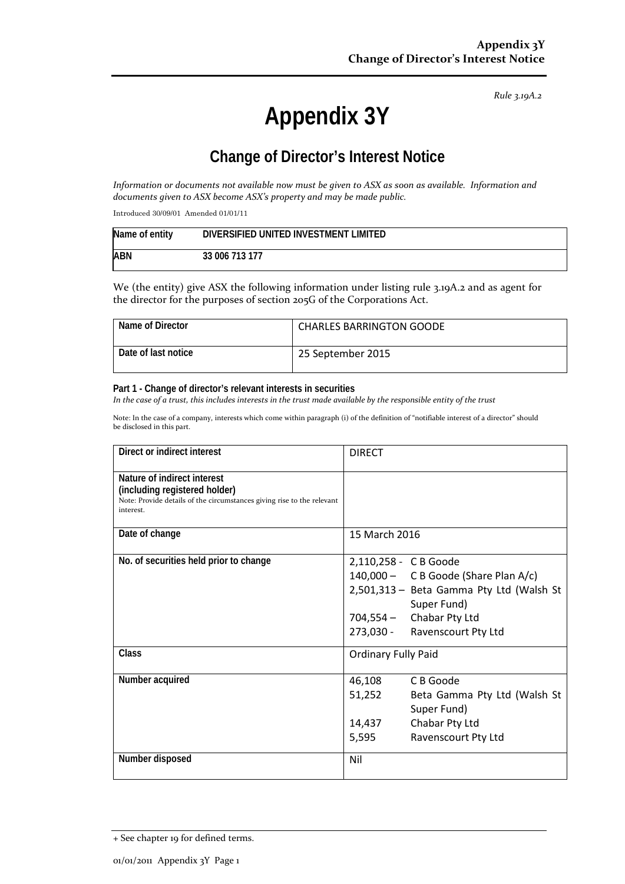*Rule 3.19A.2*

# Appendix 3Y

## Change of Director's Interest Notice

*Information or documents not available now must be given to ASX as soon as available. Information and documents given to ASX become ASX's property and may be made public.*

Introduced 30/09/01 Amended 01/01/11

| Name of entity | DIVERSIFIED UNITED INVESTMENT LIMITED |
|---|---|
| ABN | 33 006 713 177 |

We (the entity) give ASX the following information under listing rule 3.19A.2 and as agent for the director for the purposes of section 205G of the Corporations Act.

| Name of Director | CHARLES BARRINGTON GOODE |
|---|---|
| Date of last notice | 25 September 2015 |

**Part 1 - Change of director's relevant interests in securities**

*In the case of a trust, this includes interests in the trust made available by the responsible entity of the trust*

Note: In the case of a company, interests which come within paragraph (i) of the definition of "notifiable interest of a director" should be disclosed in this part.

| Direct or indirect interest | DIRECT |
|---|---|
| **Nature of indirect interest (including registered holder)**<br>Note: Provide details of the circumstances giving rise to the relevant interest. | |
| Date of change | 15 March 2016 |
| No. of securities held prior to change | 2,110,258 - C B Goode<br>140,000 – C B Goode (Share Plan A/c)<br>2,501,313 – Beta Gamma Pty Ltd (Walsh St Super Fund)<br>704,554 – Chabar Pty Ltd<br>273,030 - Ravenscourt Pty Ltd |
| Class | Ordinary Fully Paid |
| Number acquired | 46,108 C B Goode<br>51,252 Beta Gamma Pty Ltd (Walsh St Super Fund)<br>14,437 Chabar Pty Ltd<br>5,595 Ravenscourt Pty Ltd |
| Number disposed | Nil |

+ See chapter 19 for defined terms.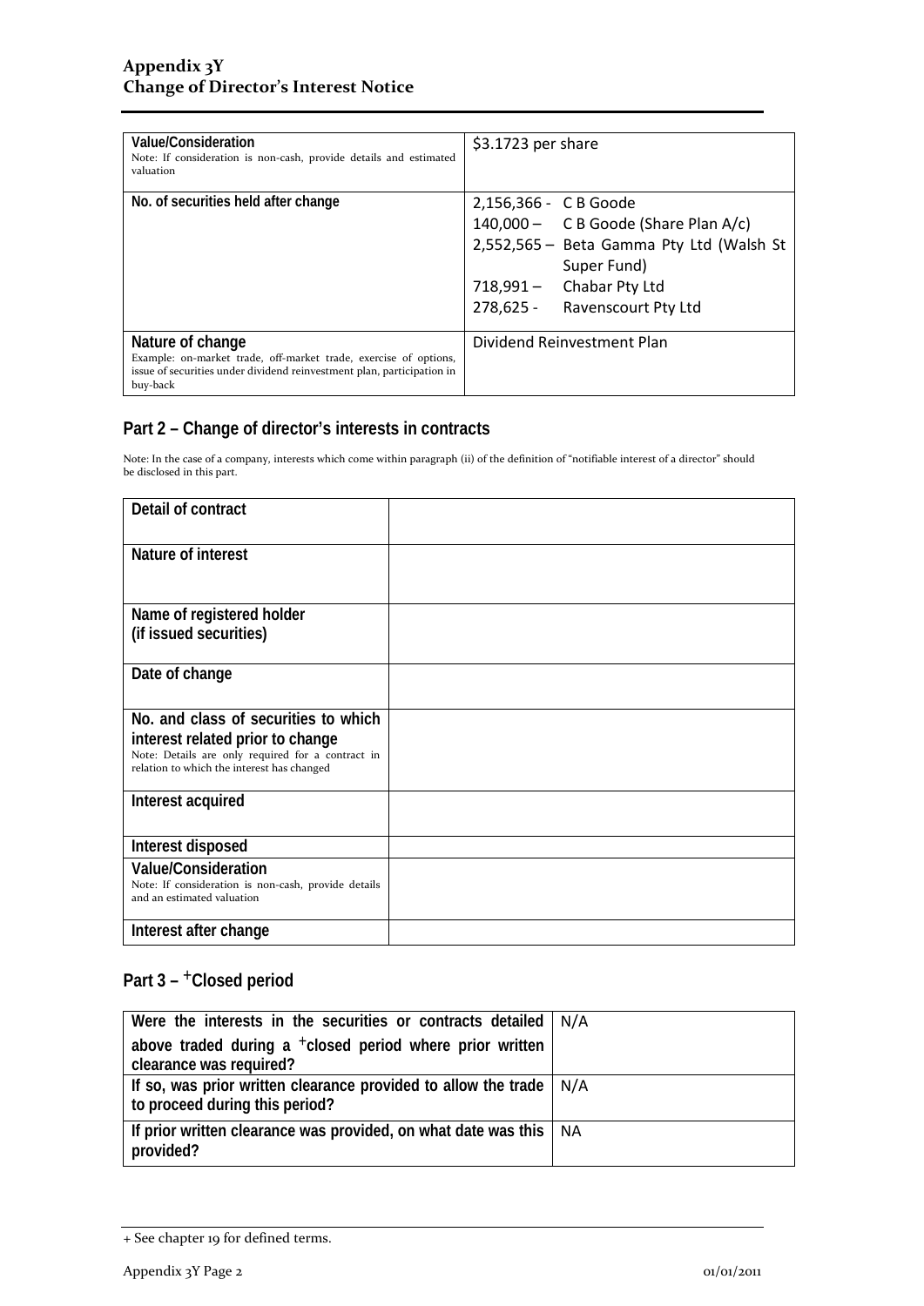| | |
|---|---|
| **Value/Consideration**<br>Note: If consideration is non-cash, provide details and estimated valuation | $3.1723 per share |
| **No. of securities held after change** | 2,156,366 - C B Goode<br>140,000 – C B Goode (Share Plan A/c)<br>2,552,565 – Beta Gamma Pty Ltd (Walsh St Super Fund)<br>718,991 – Chabar Pty Ltd<br>278,625 - Ravenscourt Pty Ltd |
| **Nature of change**<br>Example: on-market trade, off-market trade, exercise of options, issue of securities under dividend reinvestment plan, participation in buy-back | Dividend Reinvestment Plan |

## Part 2 – Change of director's interests in contracts

Note: In the case of a company, interests which come within paragraph (ii) of the definition of "notifiable interest of a director" should be disclosed in this part.

| | |
|---|---|
| **Detail of contract** | |
| **Nature of interest** | |
| **Name of registered holder (if issued securities)** | |
| **Date of change** | |
| **No. and class of securities to which interest related prior to change**<br>Note: Details are only required for a contract in relation to which the interest has changed | |
| **Interest acquired** | |
| **Interest disposed** | |
| **Value/Consideration**<br>Note: If consideration is non-cash, provide details and an estimated valuation | |
| **Interest after change** | |

## Part 3 – +Closed period

| | |
|---|---|
| **Were the interests in the securities or contracts detailed above traded during a +closed period where prior written clearance was required?** | N/A |
| **If so, was prior written clearance provided to allow the trade to proceed during this period?** | N/A |
| **If prior written clearance was provided, on what date was this provided?** | NA |

+ See chapter 19 for defined terms.